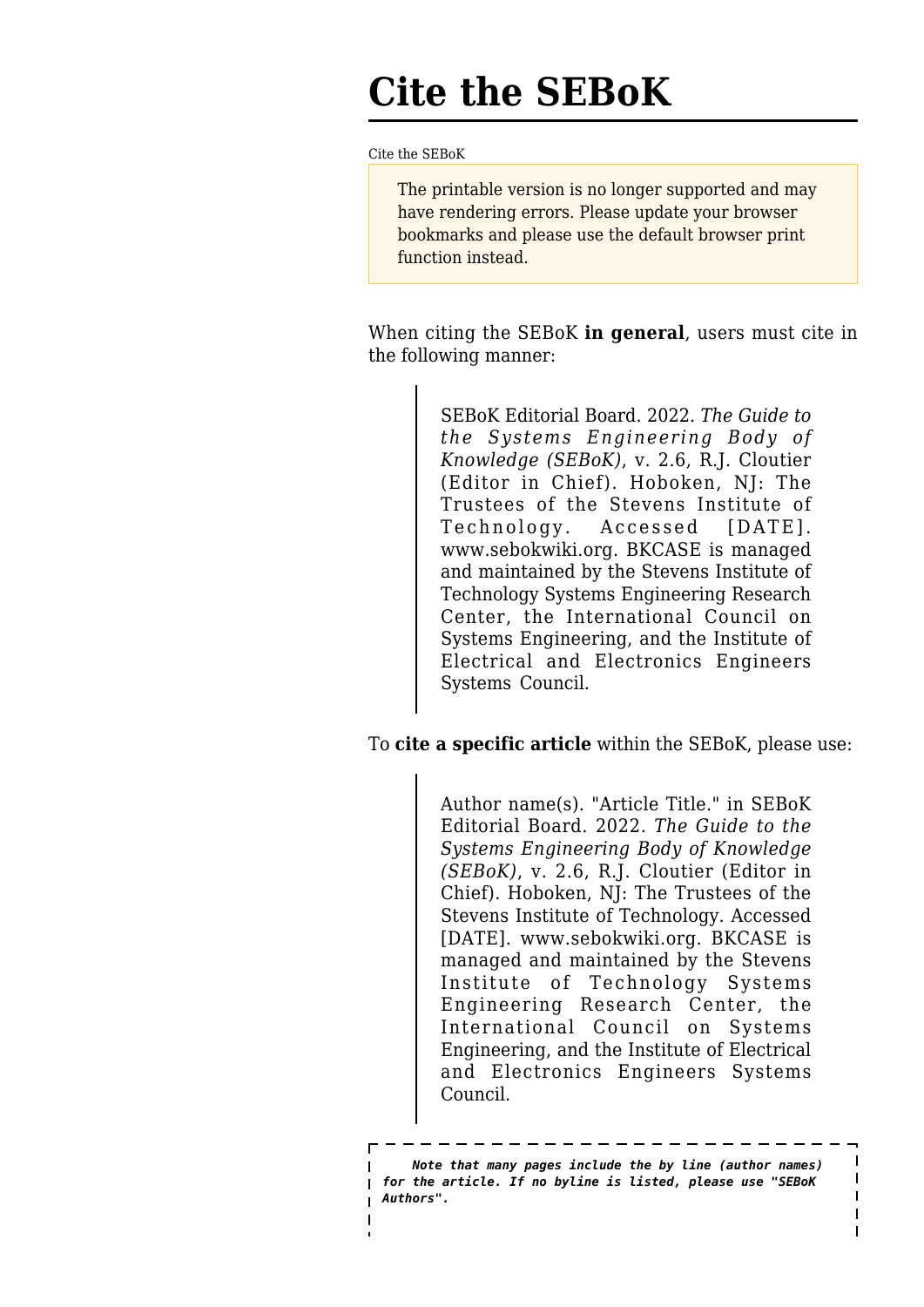# Cite the SEBoK

Cite the SEBoK

> The printable version is no longer supported and may have rendering errors. Please update your browser bookmarks and please use the default browser print function instead.

When citing the SEBoK **in general**, users must cite in the following manner:

> SEBoK Editorial Board. 2022. *The Guide to the Systems Engineering Body of Knowledge (SEBoK)*, v. 2.6, R.J. Cloutier (Editor in Chief). Hoboken, NJ: The Trustees of the Stevens Institute of Technology. Accessed [DATE]. www.sebokwiki.org. BKCASE is managed and maintained by the Stevens Institute of Technology Systems Engineering Research Center, the International Council on Systems Engineering, and the Institute of Electrical and Electronics Engineers Systems Council.

To **cite a specific article** within the SEBoK, please use:

> Author name(s). "Article Title." in SEBoK Editorial Board. 2022. *The Guide to the Systems Engineering Body of Knowledge (SEBoK)*, v. 2.6, R.J. Cloutier (Editor in Chief). Hoboken, NJ: The Trustees of the Stevens Institute of Technology. Accessed [DATE]. www.sebokwiki.org. BKCASE is managed and maintained by the Stevens Institute of Technology Systems Engineering Research Center, the International Council on Systems Engineering, and the Institute of Electrical and Electronics Engineers Systems Council.

***Note that many pages include the by line (author names) for the article. If no byline is listed, please use "SEBoK Authors".***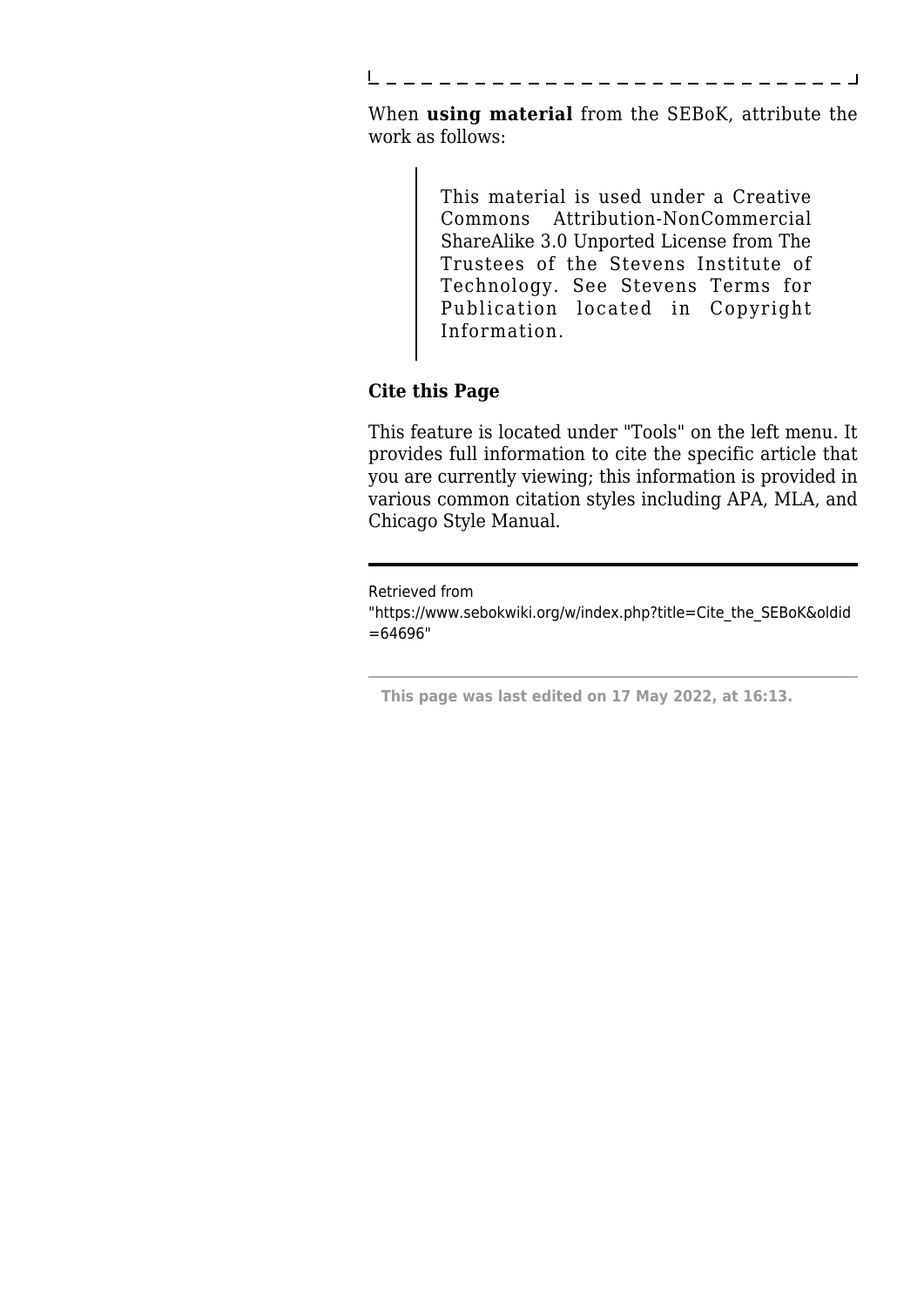When **using material** from the SEBoK, attribute the work as follows:

> This material is used under a Creative Commons Attribution-NonCommercial ShareAlike 3.0 Unported License from The Trustees of the Stevens Institute of Technology. See Stevens Terms for Publication located in Copyright Information.

### Cite this Page

This feature is located under "Tools" on the left menu. It provides full information to cite the specific article that you are currently viewing; this information is provided in various common citation styles including APA, MLA, and Chicago Style Manual.

---

Retrieved from "https://www.sebokwiki.org/w/index.php?title=Cite_the_SEBoK&oldid=64696"

This page was last edited on 17 May 2022, at 16:13.